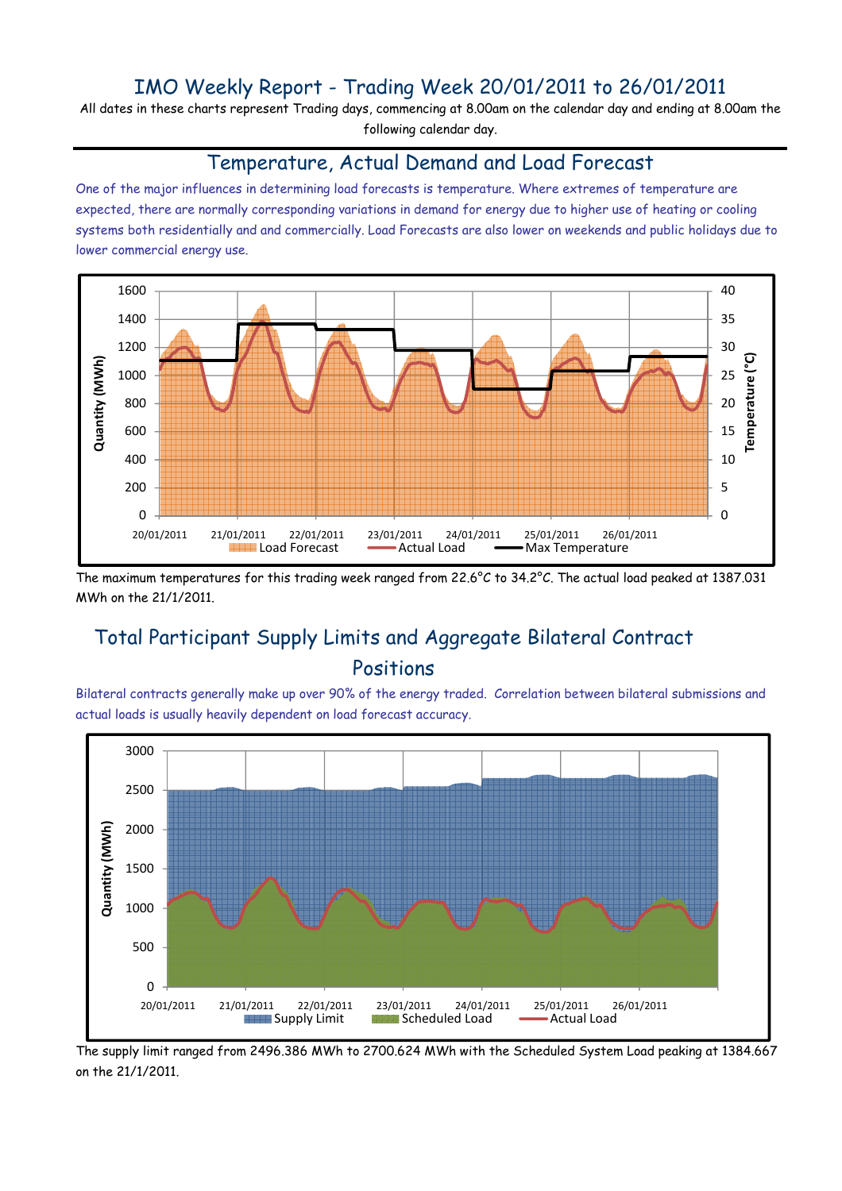# IMO Weekly Report - Trading Week 20/01/2011 to 26/01/2011

All dates in these charts represent Trading days, commencing at 8.00am on the calendar day and ending at 8.00am the following calendar day.

## Temperature, Actual Demand and Load Forecast

One of the major influences in determining load forecasts is temperature. Where extremes of temperature are expected, there are normally corresponding variations in demand for energy due to higher use of heating or cooling systems both residentially and and commercially. Load Forecasts are also lower on weekends and public holidays due to lower commercial energy use.

The maximum temperatures for this trading week ranged from 22.6°C to 34.2°C. The actual load peaked at 1387.031 MWh on the 21/1/2011.

## Total Participant Supply Limits and Aggregate Bilateral Contract Positions

Bilateral contracts generally make up over 90% of the energy traded. Correlation between bilateral submissions and actual loads is usually heavily dependent on load forecast accuracy.

The supply limit ranged from 2496.386 MWh to 2700.624 MWh with the Scheduled System Load peaking at 1384.667 on the 21/1/2011.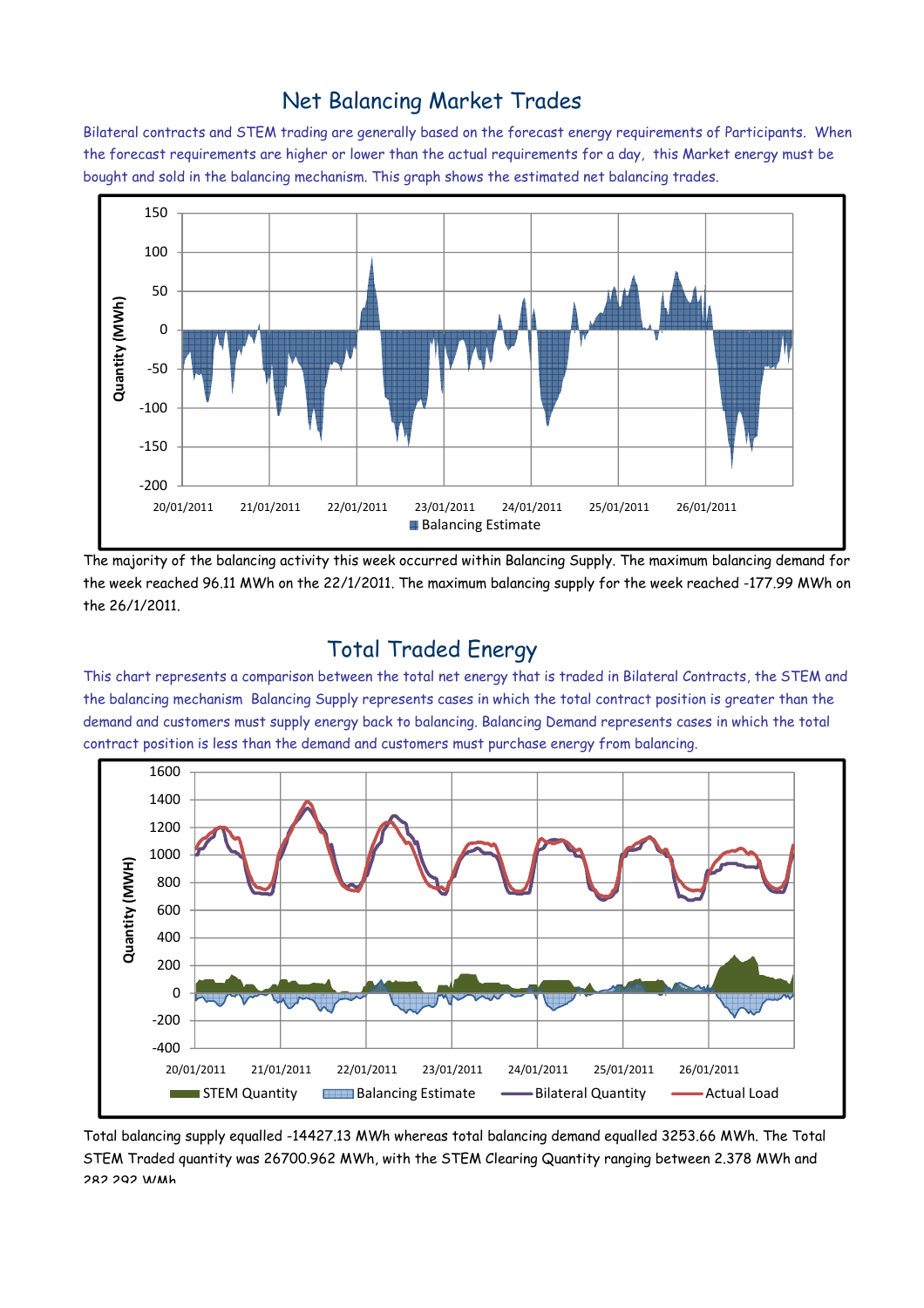## Net Balancing Market Trades

Bilateral contracts and STEM trading are generally based on the forecast energy requirements of Participants. When the forecast requirements are higher or lower than the actual requirements for a day, this Market energy must be bought and sold in the balancing mechanism. This graph shows the estimated net balancing trades.

The majority of the balancing activity this week occurred within Balancing Supply. The maximum balancing demand for the week reached 96.11 MWh on the 22/1/2011. The maximum balancing supply for the week reached -177.99 MWh on the 26/1/2011.

## Total Traded Energy

This chart represents a comparison between the total net energy that is traded in Bilateral Contracts, the STEM and the balancing mechanism Balancing Supply represents cases in which the total contract position is greater than the demand and customers must supply energy back to balancing. Balancing Demand represents cases in which the total contract position is less than the demand and customers must purchase energy from balancing.

Total balancing supply equalled -14427.13 MWh whereas total balancing demand equalled 3253.66 MWh. The Total STEM Traded quantity was 26700.962 MWh, with the STEM Clearing Quantity ranging between 2.378 MWh and 282.292 MWh.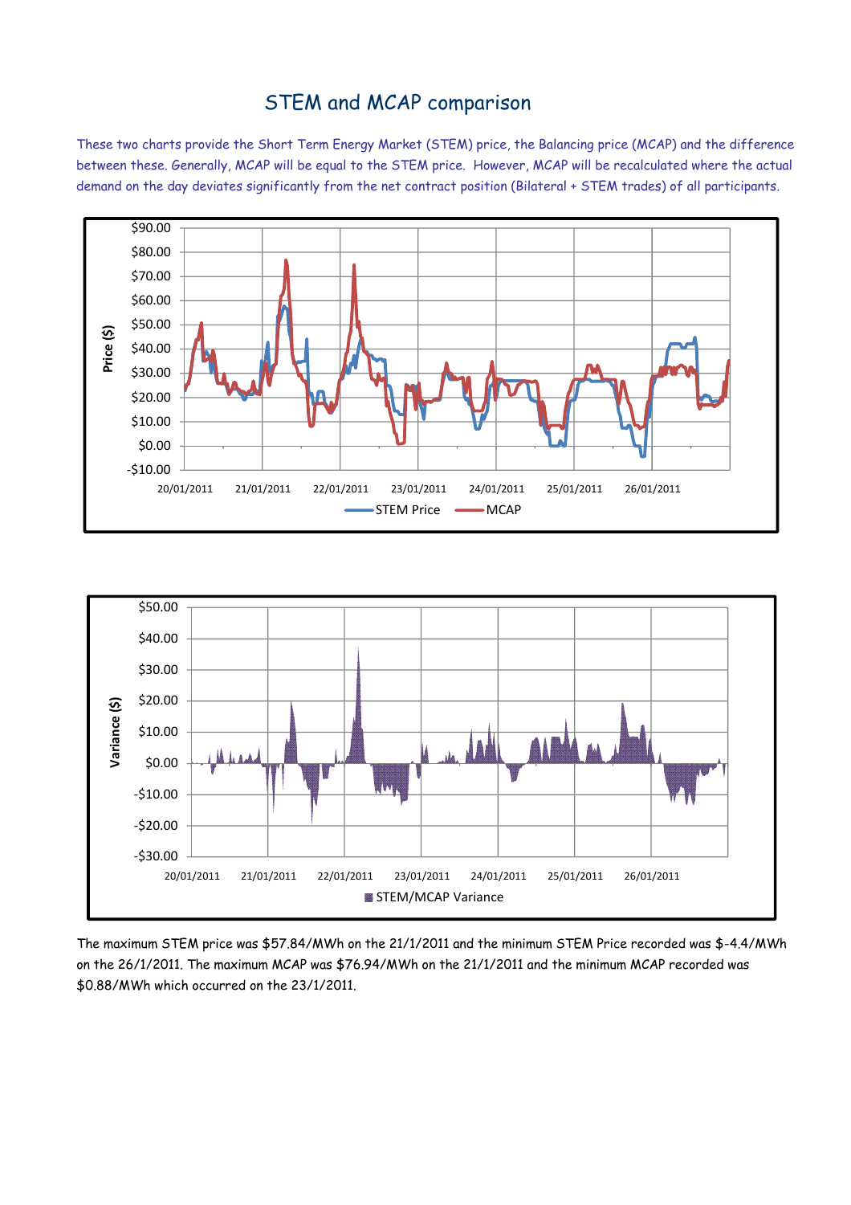# STEM and MCAP comparison

These two charts provide the Short Term Energy Market (STEM) price, the Balancing price (MCAP) and the difference between these. Generally, MCAP will be equal to the STEM price. However, MCAP will be recalculated where the actual demand on the day deviates significantly from the net contract position (Bilateral + STEM trades) of all participants.

Price ($)

$90.00
$80.00
$70.00
$60.00
$50.00
$40.00
$30.00
$20.00
$10.00
$0.00
-$10.00

20/01/2011 21/01/2011 22/01/2011 23/01/2011 24/01/2011 25/01/2011 26/01/2011

STEM Price MCAP

Variance ($)

$50.00
$40.00
$30.00
$20.00
$10.00
$0.00
-$10.00
-$20.00
-$30.00

20/01/2011 21/01/2011 22/01/2011 23/01/2011 24/01/2011 25/01/2011 26/01/2011

STEM/MCAP Variance

The maximum STEM price was $57.84/MWh on the 21/1/2011 and the minimum STEM Price recorded was $-4.4/MWh on the 26/1/2011. The maximum MCAP was $76.94/MWh on the 21/1/2011 and the minimum MCAP recorded was $0.88/MWh which occurred on the 23/1/2011.